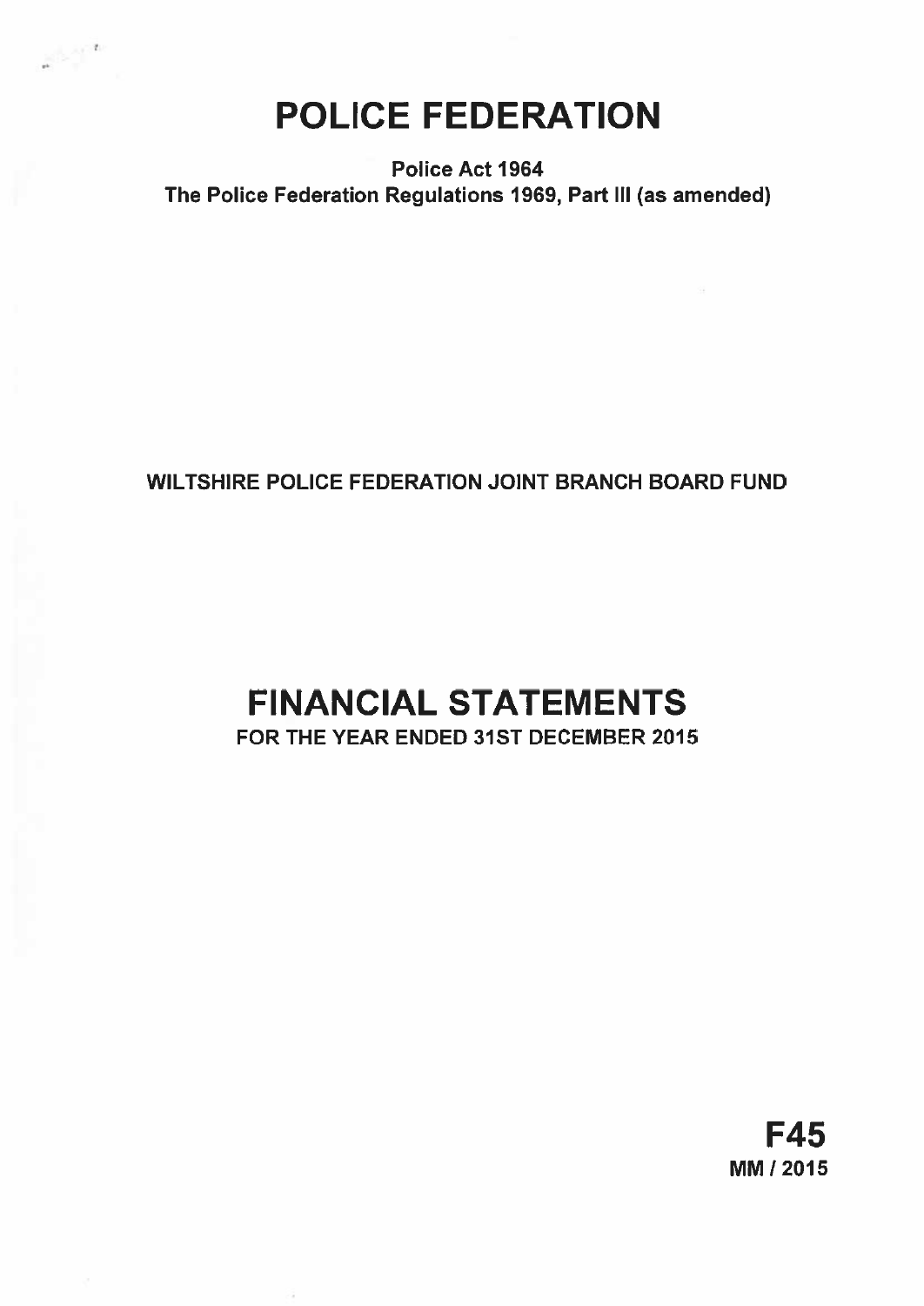# POLICE FEDERATION

**Police Act 1964**
**The Police Federation Regulations 1969, Part III (as amended)**

WILTSHIRE POLICE FEDERATION JOINT BRANCH BOARD FUND

# FINANCIAL STATEMENTS

FOR THE YEAR ENDED 31ST DECEMBER 2015

**F45**
**MM / 2015**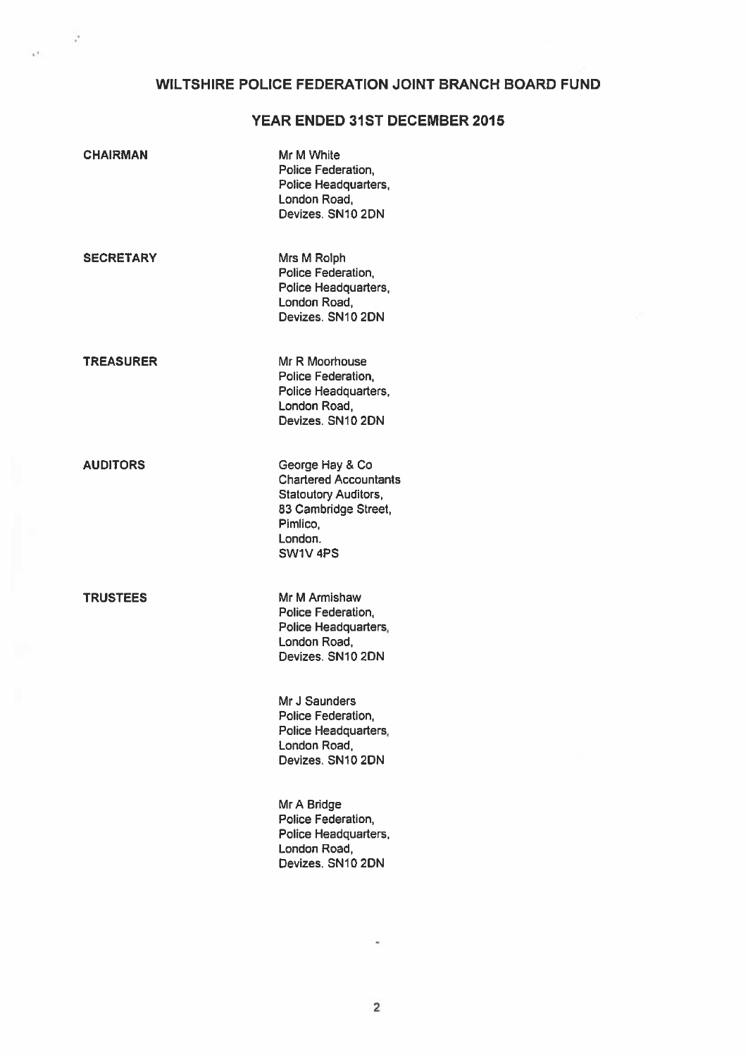# WILTSHIRE POLICE FEDERATION JOINT BRANCH BOARD FUND

## YEAR ENDED 31ST DECEMBER 2015

**CHAIRMAN**

Mr M White
Police Federation,
Police Headquarters,
London Road,
Devizes. SN10 2DN

**SECRETARY**

Mrs M Rolph
Police Federation,
Police Headquarters,
London Road,
Devizes. SN10 2DN

**TREASURER**

Mr R Moorhouse
Police Federation,
Police Headquarters,
London Road,
Devizes. SN10 2DN

**AUDITORS**

George Hay & Co
Chartered Accountants
Statoutory Auditors,
83 Cambridge Street,
Pimlico,
London.
SW1V 4PS

**TRUSTEES**

Mr M Armishaw
Police Federation,
Police Headquarters,
London Road,
Devizes. SN10 2DN

Mr J Saunders
Police Federation,
Police Headquarters,
London Road,
Devizes. SN10 2DN

Mr A Bridge
Police Federation,
Police Headquarters,
London Road,
Devizes. SN10 2DN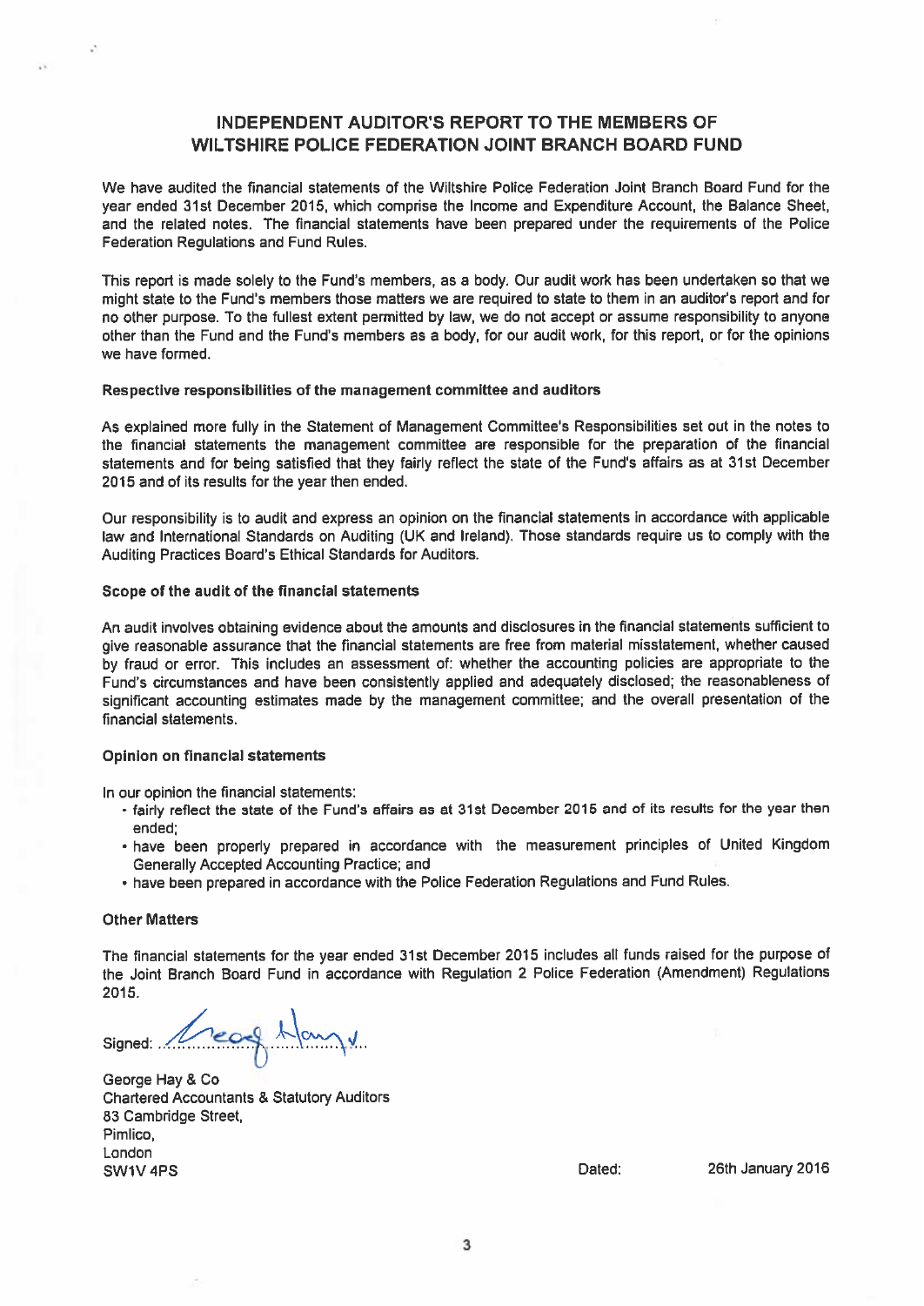# INDEPENDENT AUDITOR'S REPORT TO THE MEMBERS OF WILTSHIRE POLICE FEDERATION JOINT BRANCH BOARD FUND

We have audited the financial statements of the Wiltshire Police Federation Joint Branch Board Fund for the year ended 31st December 2015, which comprise the Income and Expenditure Account, the Balance Sheet, and the related notes. The financial statements have been prepared under the requirements of the Police Federation Regulations and Fund Rules.

This report is made solely to the Fund's members, as a body. Our audit work has been undertaken so that we might state to the Fund's members those matters we are required to state to them in an auditor's report and for no other purpose. To the fullest extent permitted by law, we do not accept or assume responsibility to anyone other than the Fund and the Fund's members as a body, for our audit work, for this report, or for the opinions we have formed.

**Respective responsibilities of the management committee and auditors**

As explained more fully in the Statement of Management Committee's Responsibilities set out in the notes to the financial statements the management committee are responsible for the preparation of the financial statements and for being satisfied that they fairly reflect the state of the Fund's affairs as at 31st December 2015 and of its results for the year then ended.

Our responsibility is to audit and express an opinion on the financial statements in accordance with applicable law and International Standards on Auditing (UK and Ireland). Those standards require us to comply with the Auditing Practices Board's Ethical Standards for Auditors.

**Scope of the audit of the financial statements**

An audit involves obtaining evidence about the amounts and disclosures in the financial statements sufficient to give reasonable assurance that the financial statements are free from material misstatement, whether caused by fraud or error. This includes an assessment of: whether the accounting policies are appropriate to the Fund's circumstances and have been consistently applied and adequately disclosed; the reasonableness of significant accounting estimates made by the management committee; and the overall presentation of the financial statements.

**Opinion on financial statements**

In our opinion the financial statements:

- fairly reflect the state of the Fund's affairs as at 31st December 2015 and of its results for the year then ended;
- have been properly prepared in accordance with the measurement principles of United Kingdom Generally Accepted Accounting Practice; and
- have been prepared in accordance with the Police Federation Regulations and Fund Rules.

**Other Matters**

The financial statements for the year ended 31st December 2015 includes all funds raised for the purpose of the Joint Branch Board Fund in accordance with Regulation 2 Police Federation (Amendment) Regulations 2015.

Signed: George Hay

George Hay & Co
Chartered Accountants & Statutory Auditors
83 Cambridge Street,
Pimlico,
London
SW1V 4PS

Dated: 26th January 2016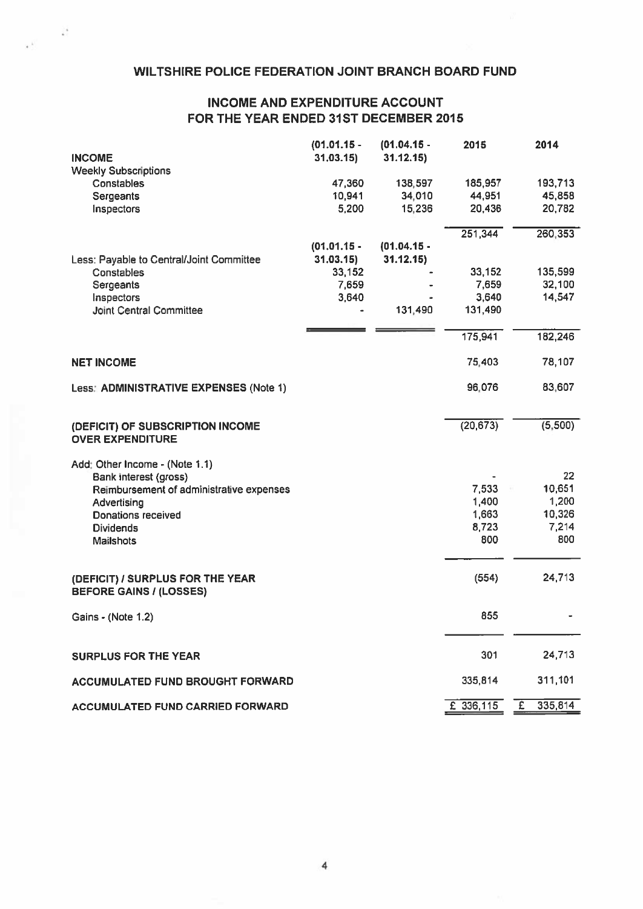# WILTSHIRE POLICE FEDERATION JOINT BRANCH BOARD FUND

## INCOME AND EXPENDITURE ACCOUNT FOR THE YEAR ENDED 31ST DECEMBER 2015

| | (01.01.15 - 31.03.15) | (01.04.15 - 31.12.15) | 2015 | 2014 |
|---|---|---|---|---|
| **INCOME** | | | | |
| Weekly Subscriptions | | | | |
| Constables | 47,360 | 138,597 | 185,957 | 193,713 |
| Sergeants | 10,941 | 34,010 | 44,951 | 45,858 |
| Inspectors | 5,200 | 15,236 | 20,436 | 20,782 |
| | | | 251,344 | 260,353 |
| | (01.01.15 - 31.03.15) | (01.04.15 - 31.12.15) | | |
| Less: Payable to Central/Joint Committee | | | | |
| Constables | 33,152 | - | 33,152 | 135,599 |
| Sergeants | 7,659 | - | 7,659 | 32,100 |
| Inspectors | 3,640 | - | 3,640 | 14,547 |
| Joint Central Committee | - | 131,490 | 131,490 | |
| | | | 175,941 | 182,246 |
| **NET INCOME** | | | 75,403 | 78,107 |
| Less: **ADMINISTRATIVE EXPENSES (Note 1)** | | | 96,076 | 83,607 |
| **(DEFICIT) OF SUBSCRIPTION INCOME OVER EXPENDITURE** | | | (20,673) | (5,500) |
| Add: Other Income - (Note 1.1) | | | | |
| Bank interest (gross) | | | - | 22 |
| Reimbursement of administrative expenses | | | 7,533 | 10,651 |
| Advertising | | | 1,400 | 1,200 |
| Donations received | | | 1,663 | 10,326 |
| Dividends | | | 8,723 | 7,214 |
| Mailshots | | | 800 | 800 |
| **(DEFICIT) / SURPLUS FOR THE YEAR BEFORE GAINS / (LOSSES)** | | | (554) | 24,713 |
| Gains - (Note 1.2) | | | 855 | - |
| **SURPLUS FOR THE YEAR** | | | 301 | 24,713 |
| **ACCUMULATED FUND BROUGHT FORWARD** | | | 335,814 | 311,101 |
| **ACCUMULATED FUND CARRIED FORWARD** | | | £ 336,115 | £ 335,814 |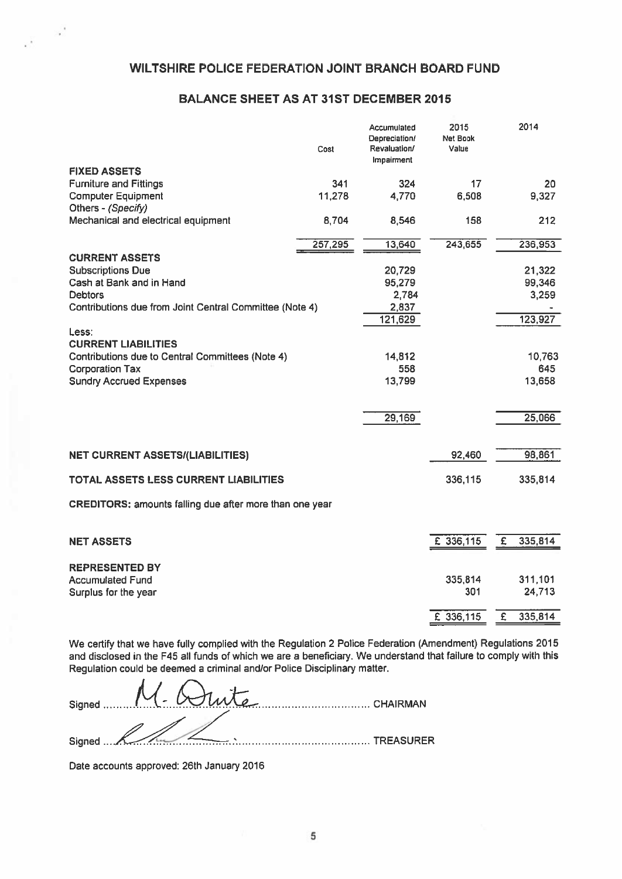# WILTSHIRE POLICE FEDERATION JOINT BRANCH BOARD FUND

## BALANCE SHEET AS AT 31ST DECEMBER 2015

| | Cost | Accumulated Depreciation/ Revaluation/ Impairment | 2015 Net Book Value | 2014 |
|---|---|---|---|---|
| **FIXED ASSETS** | | | | |
| Furniture and Fittings | 341 | 324 | 17 | 20 |
| Computer Equipment | 11,278 | 4,770 | 6,508 | 9,327 |
| Others - *(Specify)* | | | | |
| Mechanical and electrical equipment | 8,704 | 8,546 | 158 | 212 |
| | 257,295 | 13,640 | 243,655 | 236,953 |
| **CURRENT ASSETS** | | | | |
| Subscriptions Due | | 20,729 | | 21,322 |
| Cash at Bank and in Hand | | 95,279 | | 99,346 |
| Debtors | | 2,784 | | 3,259 |
| Contributions due from Joint Central Committee (Note 4) | | 2,837 | | - |
| | | 121,629 | | 123,927 |
| Less: | | | | |
| **CURRENT LIABILITIES** | | | | |
| Contributions due to Central Committees (Note 4) | | 14,812 | | 10,763 |
| Corporation Tax | | 558 | | 645 |
| Sundry Accrued Expenses | | 13,799 | | 13,658 |
| | | 29,169 | | 25,066 |
| **NET CURRENT ASSETS/(LIABILITIES)** | | | 92,460 | 98,861 |
| **TOTAL ASSETS LESS CURRENT LIABILITIES** | | | 336,115 | 335,814 |
| **CREDITORS:** amounts falling due after more than one year | | | | |
| **NET ASSETS** | | | £ 336,115 | £ 335,814 |
| **REPRESENTED BY** | | | | |
| Accumulated Fund | | | 335,814 | 311,101 |
| Surplus for the year | | | 301 | 24,713 |
| | | | £ 336,115 | £ 335,814 |

We certify that we have fully complied with the Regulation 2 Police Federation (Amendment) Regulations 2015 and disclosed in the F45 all funds of which we are a beneficiary. We understand that failure to comply with this Regulation could be deemed a criminal and/or Police Disciplinary matter.

Signed ......M. White...................... CHAIRMAN

Signed .................................... TREASURER

Date accounts approved: 26th January 2016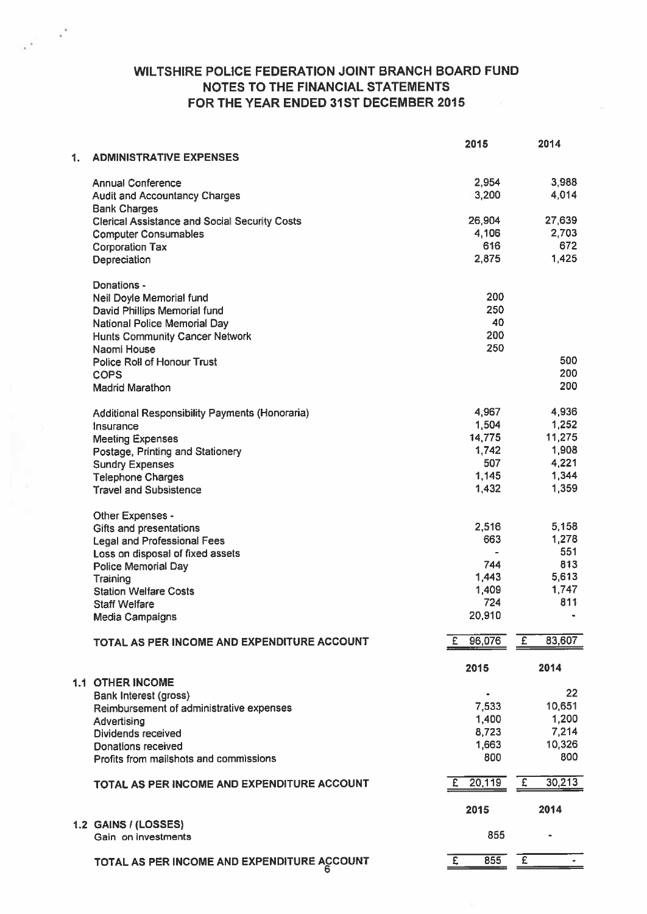# WILTSHIRE POLICE FEDERATION JOINT BRANCH BOARD FUND
## NOTES TO THE FINANCIAL STATEMENTS
## FOR THE YEAR ENDED 31ST DECEMBER 2015

| | 2015 | 2014 |
|---|---|---|
| **1. ADMINISTRATIVE EXPENSES** | | |
| Annual Conference | 2,954 | 3,988 |
| Audit and Accountancy Charges | 3,200 | 4,014 |
| Bank Charges | | |
| Clerical Assistance and Social Security Costs | 26,904 | 27,639 |
| Computer Consumables | 4,106 | 2,703 |
| Corporation Tax | 616 | 672 |
| Depreciation | 2,875 | 1,425 |
| Donations - | | |
| Neil Doyle Memorial fund | 200 | |
| David Phillips Memorial fund | 250 | |
| National Police Memorial Day | 40 | |
| Hunts Community Cancer Network | 200 | |
| Naomi House | 250 | |
| Police Roll of Honour Trust | | 500 |
| COPS | | 200 |
| Madrid Marathon | | 200 |
| Additional Responsibility Payments (Honoraria) | 4,967 | 4,936 |
| Insurance | 1,504 | 1,252 |
| Meeting Expenses | 14,775 | 11,275 |
| Postage, Printing and Stationery | 1,742 | 1,908 |
| Sundry Expenses | 507 | 4,221 |
| Telephone Charges | 1,145 | 1,344 |
| Travel and Subsistence | 1,432 | 1,359 |
| Other Expenses - | | |
| Gifts and presentations | 2,516 | 5,158 |
| Legal and Professional Fees | 663 | 1,278 |
| Loss on disposal of fixed assets | - | 551 |
| Police Memorial Day | 744 | 813 |
| Training | 1,443 | 5,613 |
| Station Welfare Costs | 1,409 | 1,747 |
| Staff Welfare | 724 | 811 |
| Media Campaigns | 20,910 | - |
| **TOTAL AS PER INCOME AND EXPENDITURE ACCOUNT** | £ 96,076 | £ 83,607 |

| | 2015 | 2014 |
|---|---|---|
| **1.1 OTHER INCOME** | | |
| Bank Interest (gross) | - | 22 |
| Reimbursement of administrative expenses | 7,533 | 10,651 |
| Advertising | 1,400 | 1,200 |
| Dividends received | 8,723 | 7,214 |
| Donations received | 1,663 | 10,326 |
| Profits from mailshots and commissions | 800 | 800 |
| **TOTAL AS PER INCOME AND EXPENDITURE ACCOUNT** | £ 20,119 | £ 30,213 |

| | 2015 | 2014 |
|---|---|---|
| **1.2 GAINS / (LOSSES)** | | |
| Gain on investments | 855 | - |
| **TOTAL AS PER INCOME AND EXPENDITURE ACCOUNT** | £ 855 | £ - |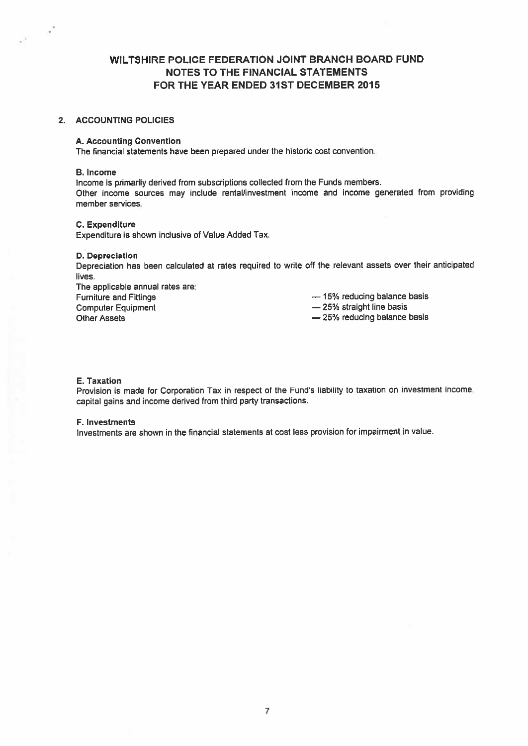# WILTSHIRE POLICE FEDERATION JOINT BRANCH BOARD FUND
# NOTES TO THE FINANCIAL STATEMENTS
# FOR THE YEAR ENDED 31ST DECEMBER 2015

## 2. ACCOUNTING POLICIES

### A. Accounting Convention

The financial statements have been prepared under the historic cost convention.

### B. Income

Income is primarily derived from subscriptions collected from the Funds members.
Other income sources may include rental/investment income and income generated from providing member services.

### C. Expenditure

Expenditure is shown inclusive of Value Added Tax.

### D. Depreciation

Depreciation has been calculated at rates required to write off the relevant assets over their anticipated lives.

The applicable annual rates are:

| | |
|---|---|
| Furniture and Fittings | — 15% reducing balance basis |
| Computer Equipment | — 25% straight line basis |
| Other Assets | — 25% reducing balance basis |

### E. Taxation

Provision is made for Corporation Tax in respect of the Fund's liability to taxation on investment income, capital gains and income derived from third party transactions.

### F. Investments

Investments are shown in the financial statements at cost less provision for impairment in value.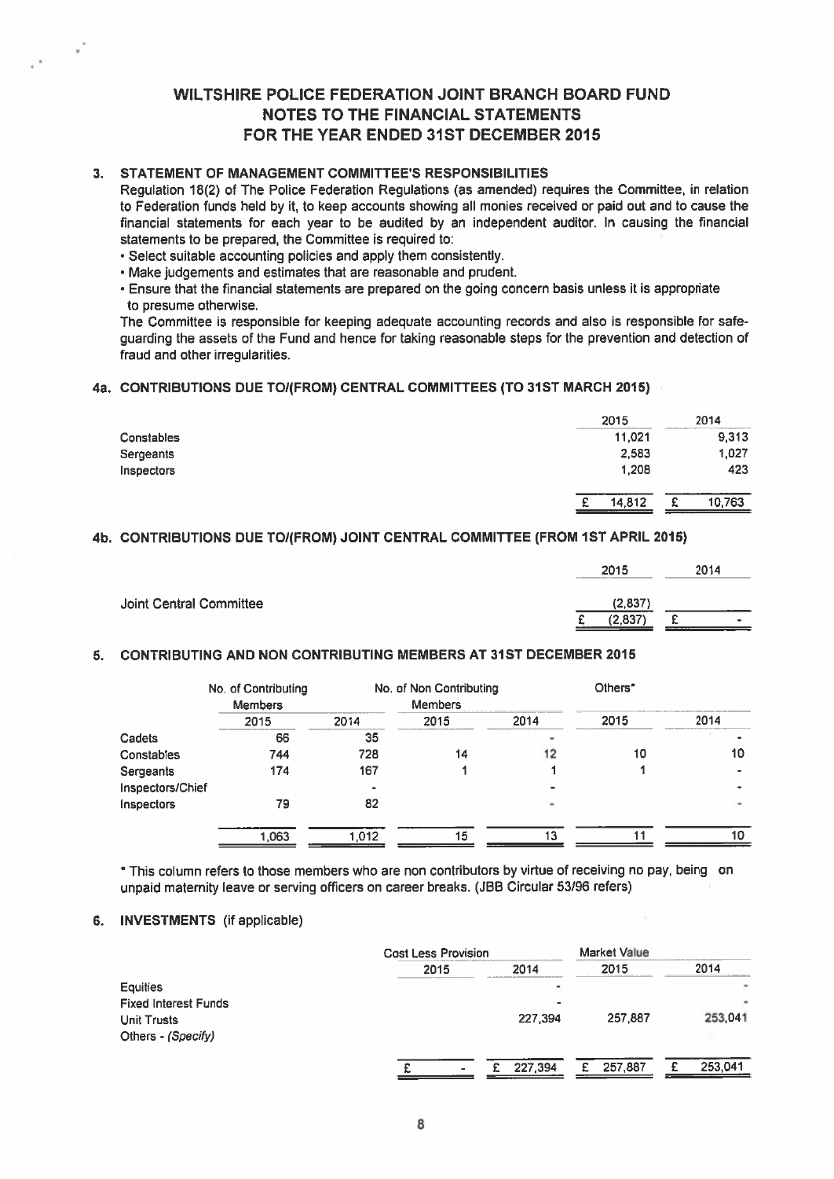# WILTSHIRE POLICE FEDERATION JOINT BRANCH BOARD FUND
# NOTES TO THE FINANCIAL STATEMENTS
# FOR THE YEAR ENDED 31ST DECEMBER 2015

## 3. STATEMENT OF MANAGEMENT COMMITTEE'S RESPONSIBILITIES

Regulation 18(2) of The Police Federation Regulations (as amended) requires the Committee, in relation to Federation funds held by it, to keep accounts showing all monies received or paid out and to cause the financial statements for each year to be audited by an independent auditor. In causing the financial statements to be prepared, the Committee is required to:

- Select suitable accounting policies and apply them consistently.
- Make judgements and estimates that are reasonable and prudent.
- Ensure that the financial statements are prepared on the going concern basis unless it is appropriate to presume otherwise.

The Committee is responsible for keeping adequate accounting records and also is responsible for safe-guarding the assets of the Fund and hence for taking reasonable steps for the prevention and detection of fraud and other irregularities.

## 4a. CONTRIBUTIONS DUE TO/(FROM) CENTRAL COMMITTEES (TO 31ST MARCH 2015)

| | 2015 | 2014 |
|---|---|---|
| Constables | 11,021 | 9,313 |
| Sergeants | 2,583 | 1,027 |
| Inspectors | 1,208 | 423 |
| | £ 14,812 | £ 10,763 |

## 4b. CONTRIBUTIONS DUE TO/(FROM) JOINT CENTRAL COMMITTEE (FROM 1ST APRIL 2015)

| | 2015 | 2014 |
|---|---|---|
| Joint Central Committee | (2,837) | |
| | £ (2,837) | £ - |

## 5. CONTRIBUTING AND NON CONTRIBUTING MEMBERS AT 31ST DECEMBER 2015

| | No. of Contributing Members | | No. of Non Contributing Members | | Others* | |
|---|---|---|---|---|---|---|
| | 2015 | 2014 | 2015 | 2014 | 2015 | 2014 |
| Cadets | 66 | 35 | | - | | - |
| Constables | 744 | 728 | 14 | 12 | 10 | 10 |
| Sergeants | 174 | 167 | 1 | 1 | 1 | - |
| Inspectors/Chief | | - | | - | | - |
| Inspectors | 79 | 82 | | - | | - |
| | 1,063 | 1,012 | 15 | 13 | 11 | 10 |

* This column refers to those members who are non contributors by virtue of receiving no pay, being on unpaid maternity leave or serving officers on career breaks. (JBB Circular 53/96 refers)

## 6. INVESTMENTS (if applicable)

| | Cost Less Provision | | Market Value | |
|---|---|---|---|---|
| | 2015 | 2014 | 2015 | 2014 |
| Equities | | - | | - |
| Fixed Interest Funds | | - | | - |
| Unit Trusts | | 227,394 | 257,887 | 253,041 |
| Others - *(Specify)* | | | | |
| | £ - | £ 227,394 | £ 257,887 | £ 253,041 |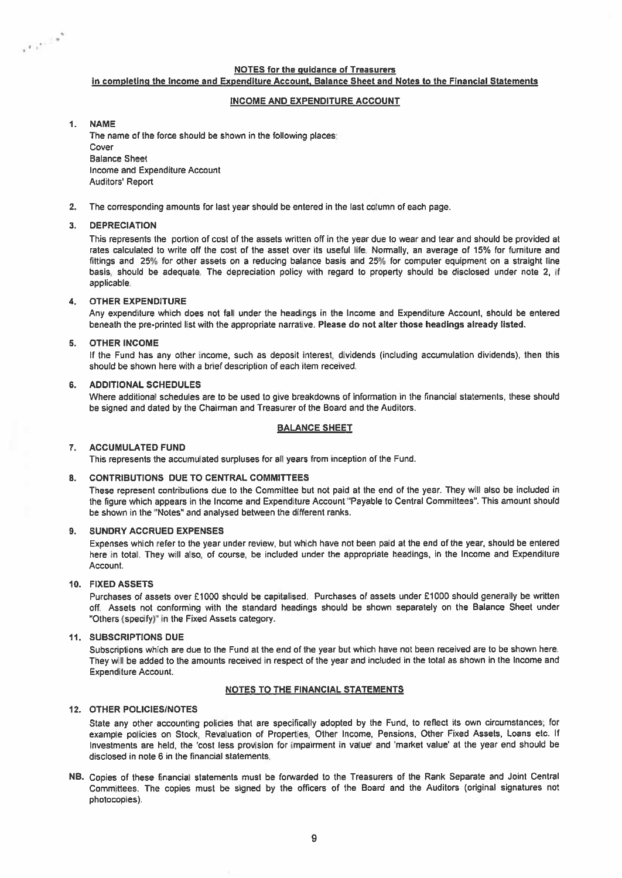**NOTES for the guidance of Treasurers**
**In completing the Income and Expenditure Account, Balance Sheet and Notes to the Financial Statements**

**INCOME AND EXPENDITURE ACCOUNT**

1. **NAME**
   The name of the force should be shown in the following places:
   Cover
   Balance Sheet
   Income and Expenditure Account
   Auditors' Report

2. The corresponding amounts for last year should be entered in the last column of each page.

3. **DEPRECIATION**
   This represents the portion of cost of the assets written off in the year due to wear and tear and should be provided at rates calculated to write off the cost of the asset over its useful life. Normally, an average of 15% for furniture and fittings and 25% for other assets on a reducing balance basis and 25% for computer equipment on a straight line basis, should be adequate. The depreciation policy with regard to property should be disclosed under note 2, if applicable.

4. **OTHER EXPENDITURE**
   Any expenditure which does not fall under the headings in the Income and Expenditure Account, should be entered beneath the pre-printed list with the appropriate narrative. **Please do not alter those headings already listed.**

5. **OTHER INCOME**
   If the Fund has any other income, such as deposit interest, dividends (including accumulation dividends), then this should be shown here with a brief description of each item received.

6. **ADDITIONAL SCHEDULES**
   Where additional schedules are to be used to give breakdowns of information in the financial statements, these should be signed and dated by the Chairman and Treasurer of the Board and the Auditors.

**BALANCE SHEET**

7. **ACCUMULATED FUND**
   This represents the accumulated surpluses for all years from inception of the Fund.

8. **CONTRIBUTIONS DUE TO CENTRAL COMMITTEES**
   These represent contributions due to the Committee but not paid at the end of the year. They will also be included in the figure which appears in the Income and Expenditure Account "Payable to Central Committees". This amount should be shown in the "Notes" and analysed between the different ranks.

9. **SUNDRY ACCRUED EXPENSES**
   Expenses which refer to the year under review, but which have not been paid at the end of the year, should be entered here in total. They will also, of course, be included under the appropriate headings, in the Income and Expenditure Account.

10. **FIXED ASSETS**
    Purchases of assets over £1000 should be capitalised. Purchases of assets under £1000 should generally be written off. Assets not conforming with the standard headings should be shown separately on the Balance Sheet under "Others (specify)" in the Fixed Assets category.

11. **SUBSCRIPTIONS DUE**
    Subscriptions which are due to the Fund at the end of the year but which have not been received are to be shown here. They will be added to the amounts received in respect of the year and included in the total as shown in the Income and Expenditure Account.

**NOTES TO THE FINANCIAL STATEMENTS**

12. **OTHER POLICIES/NOTES**
    State any other accounting policies that are specifically adopted by the Fund, to reflect its own circumstances; for example policies on Stock, Revaluation of Properties, Other Income, Pensions, Other Fixed Assets, Loans etc. If investments are held, the 'cost less provision for impairment in value' and 'market value' at the year end should be disclosed in note 6 in the financial statements.

**NB.** Copies of these financial statements must be forwarded to the Treasurers of the Rank Separate and Joint Central Committees. The copies must be signed by the officers of the Board and the Auditors (original signatures not photocopies).